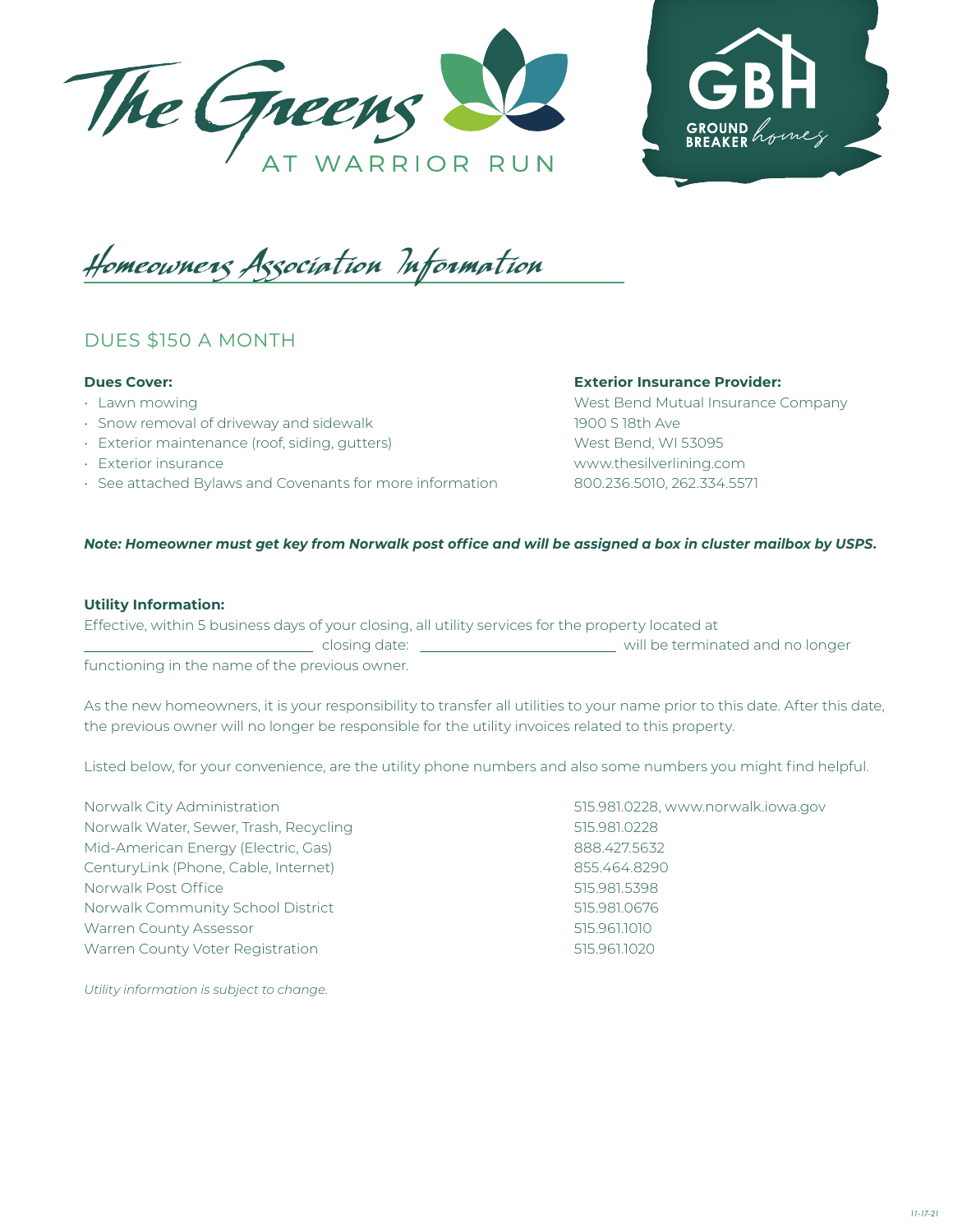# The Greens AT WARRIOR RUN

GBH GROUND BREAKER homes

## Homeowners Association Information

### DUES $150 A MONTH

**Dues Cover:**

- Lawn mowing
- Snow removal of driveway and sidewalk
- Exterior maintenance (roof, siding, gutters)
- Exterior insurance
- See attached Bylaws and Covenants for more information

**Exterior Insurance Provider:**

West Bend Mutual Insurance Company
1900 S 18th Ave
West Bend, WI 53095
www.thesilverlining.com
800.236.5010, 262.334.5571

***Note: Homeowner must get key from Norwalk post office and will be assigned a box in cluster mailbox by USPS.***

**Utility Information:**

Effective, within 5 business days of your closing, all utility services for the property located at ____________________ closing date: ____________________ will be terminated and no longer functioning in the name of the previous owner.

As the new homeowners, it is your responsibility to transfer all utilities to your name prior to this date. After this date, the previous owner will no longer be responsible for the utility invoices related to this property.

Listed below, for your convenience, are the utility phone numbers and also some numbers you might find helpful.

| | |
|---|---|
| Norwalk City Administration | 515.981.0228, www.norwalk.iowa.gov |
| Norwalk Water, Sewer, Trash, Recycling | 515.981.0228 |
| Mid-American Energy (Electric, Gas) | 888.427.5632 |
| CenturyLink (Phone, Cable, Internet) | 855.464.8290 |
| Norwalk Post Office | 515.981.5398 |
| Norwalk Community School District | 515.981.0676 |
| Warren County Assessor | 515.961.1010 |
| Warren County Voter Registration | 515.961.1020 |

*Utility information is subject to change.*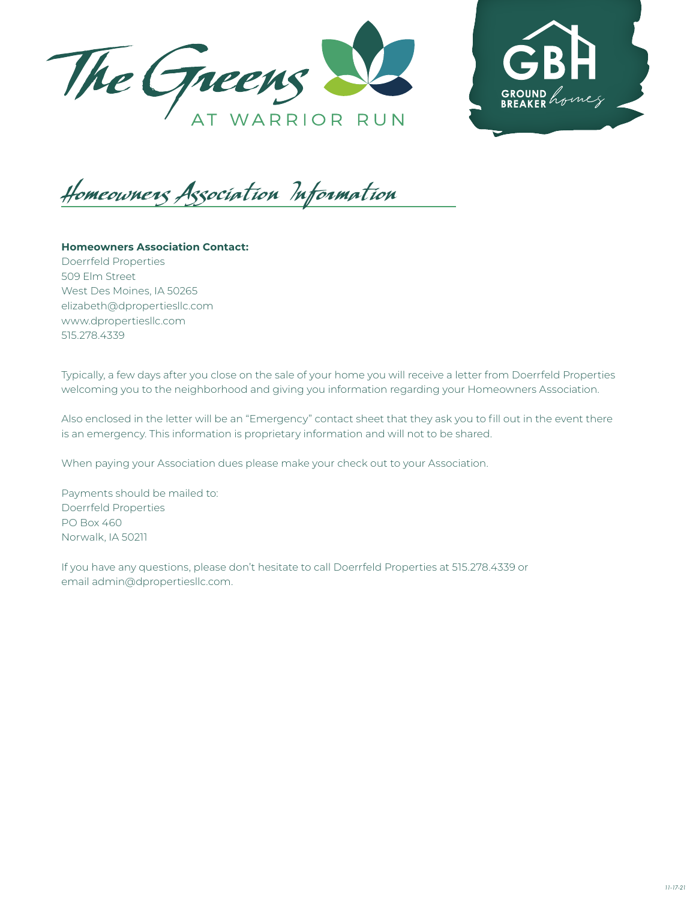# Homeowners Association Information

**Homeowners Association Contact:**
Doerrfeld Properties
509 Elm Street
West Des Moines, IA 50265
elizabeth@dpropertiesllc.com
www.dpropertiesllc.com
515.278.4339

Typically, a few days after you close on the sale of your home you will receive a letter from Doerrfeld Properties welcoming you to the neighborhood and giving you information regarding your Homeowners Association.

Also enclosed in the letter will be an "Emergency" contact sheet that they ask you to fill out in the event there is an emergency. This information is proprietary information and will not to be shared.

When paying your Association dues please make your check out to your Association.

Payments should be mailed to:
Doerrfeld Properties
PO Box 460
Norwalk, IA 50211

If you have any questions, please don't hesitate to call Doerrfeld Properties at 515.278.4339 or email admin@dpropertiesllc.com.